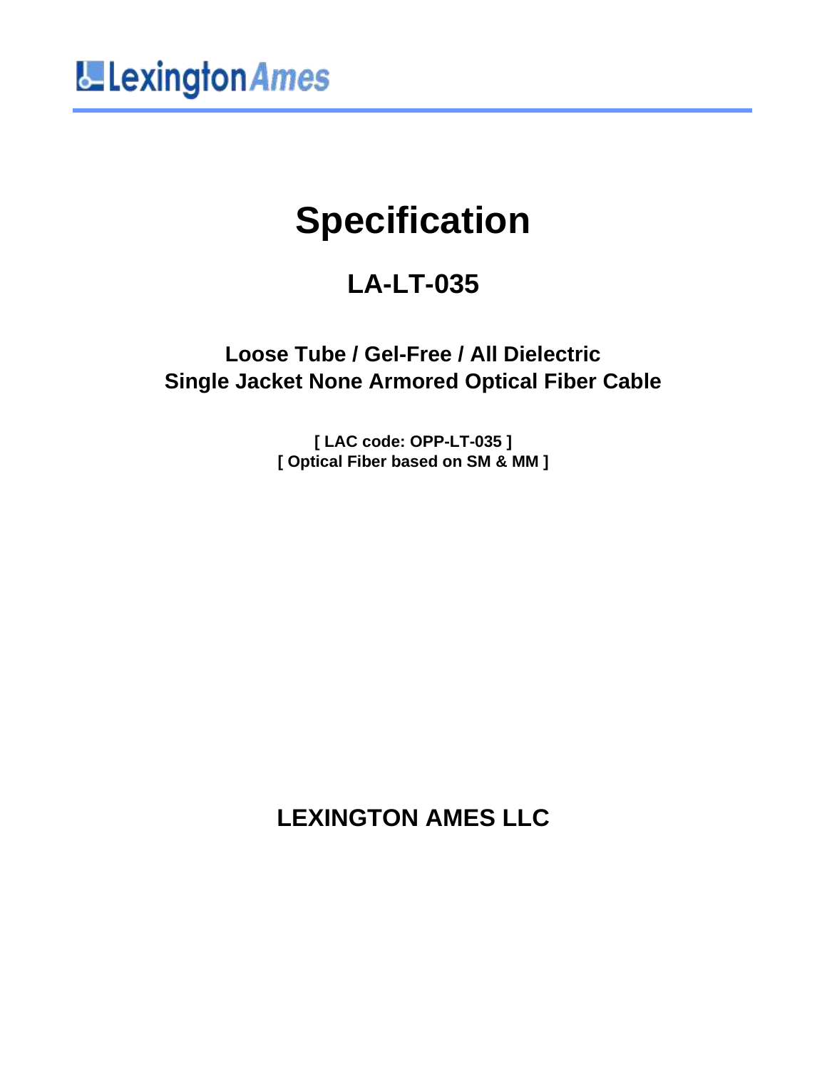LexingtonAmes

# Specification

## LA-LT-035

### Loose Tube / Gel-Free / All Dielectric
### Single Jacket None Armored Optical Fiber Cable

**[ LAC code: OPP-LT-035 ]**
**[ Optical Fiber based on SM & MM ]**

## LEXINGTON AMES LLC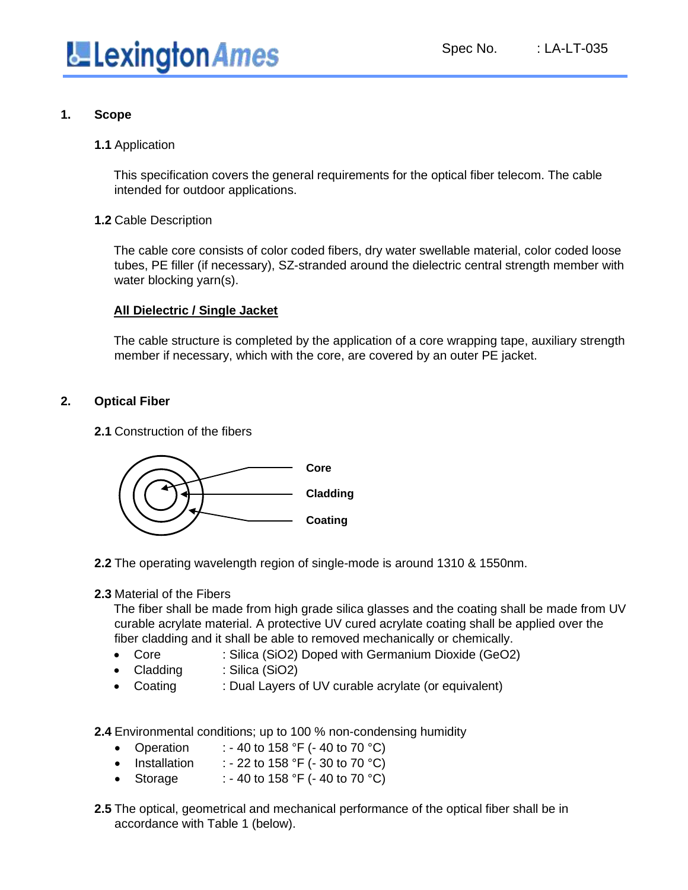## 1. Scope

**1.1** Application

This specification covers the general requirements for the optical fiber telecom. The cable intended for outdoor applications.

**1.2** Cable Description

The cable core consists of color coded fibers, dry water swellable material, color coded loose tubes, PE filler (if necessary), SZ-stranded around the dielectric central strength member with water blocking yarn(s).

**All Dielectric / Single Jacket**

The cable structure is completed by the application of a core wrapping tape, auxiliary strength member if necessary, which with the core, are covered by an outer PE jacket.

## 2. Optical Fiber

**2.1** Construction of the fibers

**Core**

**Cladding**

**Coating**

**2.2** The operating wavelength region of single-mode is around 1310 & 1550nm.

**2.3** Material of the Fibers

The fiber shall be made from high grade silica glasses and the coating shall be made from UV curable acrylate material. A protective UV cured acrylate coating shall be applied over the fiber cladding and it shall be able to removed mechanically or chemically.

- Core : Silica ($SiO_2$) Doped with Germanium Dioxide ($GeO_2$)
- Cladding : Silica ($SiO_2$)
- Coating : Dual Layers of UV curable acrylate (or equivalent)

**2.4** Environmental conditions; up to 100 % non-condensing humidity

- Operation : - 40 to 158 °F (- 40 to 70 °C)
- Installation : - 22 to 158 °F (- 30 to 70 °C)
- Storage : - 40 to 158 °F (- 40 to 70 °C)

**2.5** The optical, geometrical and mechanical performance of the optical fiber shall be in accordance with Table 1 (below).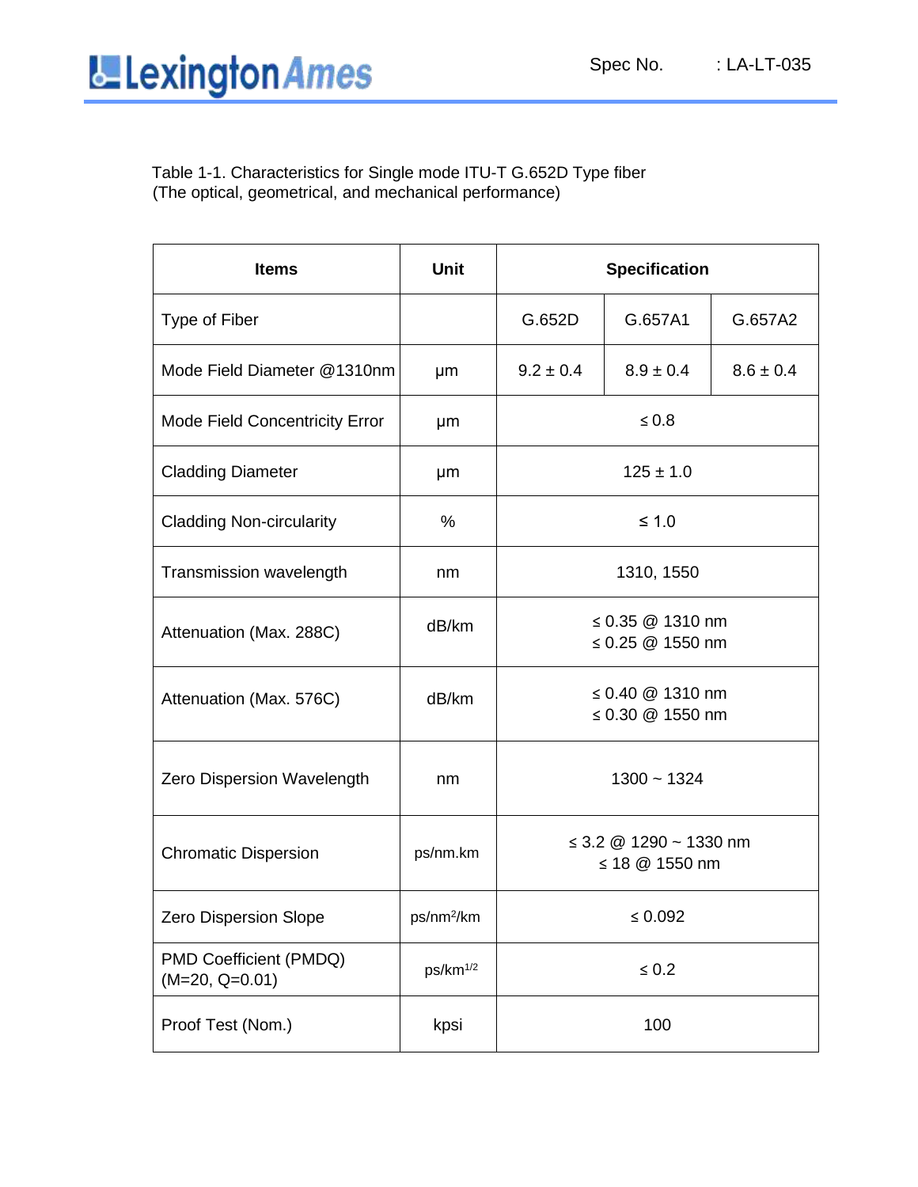Table 1-1. Characteristics for Single mode ITU-T G.652D Type fiber
(The optical, geometrical, and mechanical performance)

| Items | Unit | Specification | | |
|---|---|---|---|---|
| Type of Fiber | | G.652D | G.657A1 | G.657A2 |
| Mode Field Diameter @1310nm | μm | 9.2 ± 0.4 | 8.9 ± 0.4 | 8.6 ± 0.4 |
| Mode Field Concentricity Error | μm | ≤ 0.8 | | |
| Cladding Diameter | μm | 125 ± 1.0 | | |
| Cladding Non-circularity | % | ≤ 1.0 | | |
| Transmission wavelength | nm | 1310, 1550 | | |
| Attenuation (Max. 288C) | dB/km | ≤ 0.35 @ 1310 nm<br>≤ 0.25 @ 1550 nm | | |
| Attenuation (Max. 576C) | dB/km | ≤ 0.40 @ 1310 nm<br>≤ 0.30 @ 1550 nm | | |
| Zero Dispersion Wavelength | nm | 1300 ~ 1324 | | |
| Chromatic Dispersion | ps/nm.km | ≤ 3.2 @ 1290 ~ 1330 nm<br>≤ 18 @ 1550 nm | | |
| Zero Dispersion Slope | ps/nm$^2$/km | ≤ 0.092 | | |
| PMD Coefficient (PMDQ) (M=20, Q=0.01) | ps/km$^{1/2}$ | ≤ 0.2 | | |
| Proof Test (Nom.) | kpsi | 100 | | |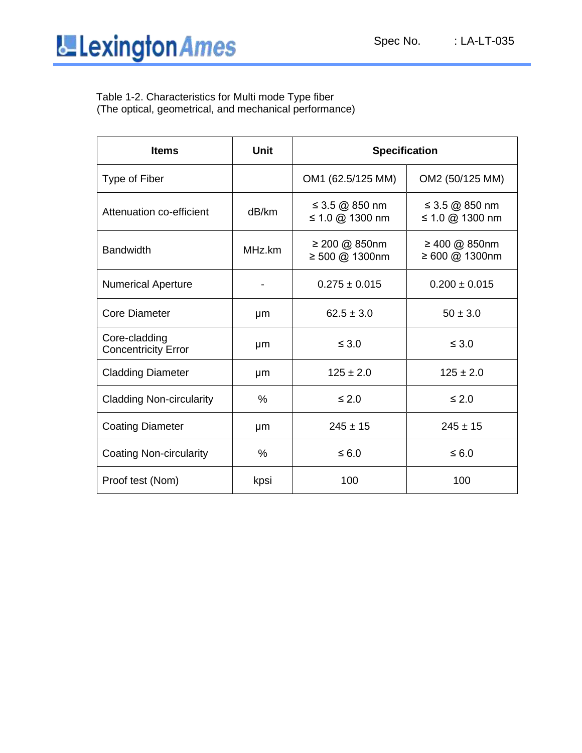Table 1-2. Characteristics for Multi mode Type fiber
(The optical, geometrical, and mechanical performance)

| Items | Unit | Specification | |
|---|---|---|---|
| Type of Fiber | | OM1 (62.5/125 MM) | OM2 (50/125 MM) |
| Attenuation co-efficient | dB/km | ≤ 3.5 @ 850 nm<br>≤ 1.0 @ 1300 nm | ≤ 3.5 @ 850 nm<br>≤ 1.0 @ 1300 nm |
| Bandwidth | MHz.km | ≥ 200 @ 850nm<br>≥ 500 @ 1300nm | ≥ 400 @ 850nm<br>≥ 600 @ 1300nm |
| Numerical Aperture | - | 0.275 ± 0.015 | 0.200 ± 0.015 |
| Core Diameter | μm | 62.5 ± 3.0 | 50 ± 3.0 |
| Core-cladding Concentricity Error | μm | ≤ 3.0 | ≤ 3.0 |
| Cladding Diameter | μm | 125 ± 2.0 | 125 ± 2.0 |
| Cladding Non-circularity | % | ≤ 2.0 | ≤ 2.0 |
| Coating Diameter | μm | 245 ± 15 | 245 ± 15 |
| Coating Non-circularity | % | ≤ 6.0 | ≤ 6.0 |
| Proof test (Nom) | kpsi | 100 | 100 |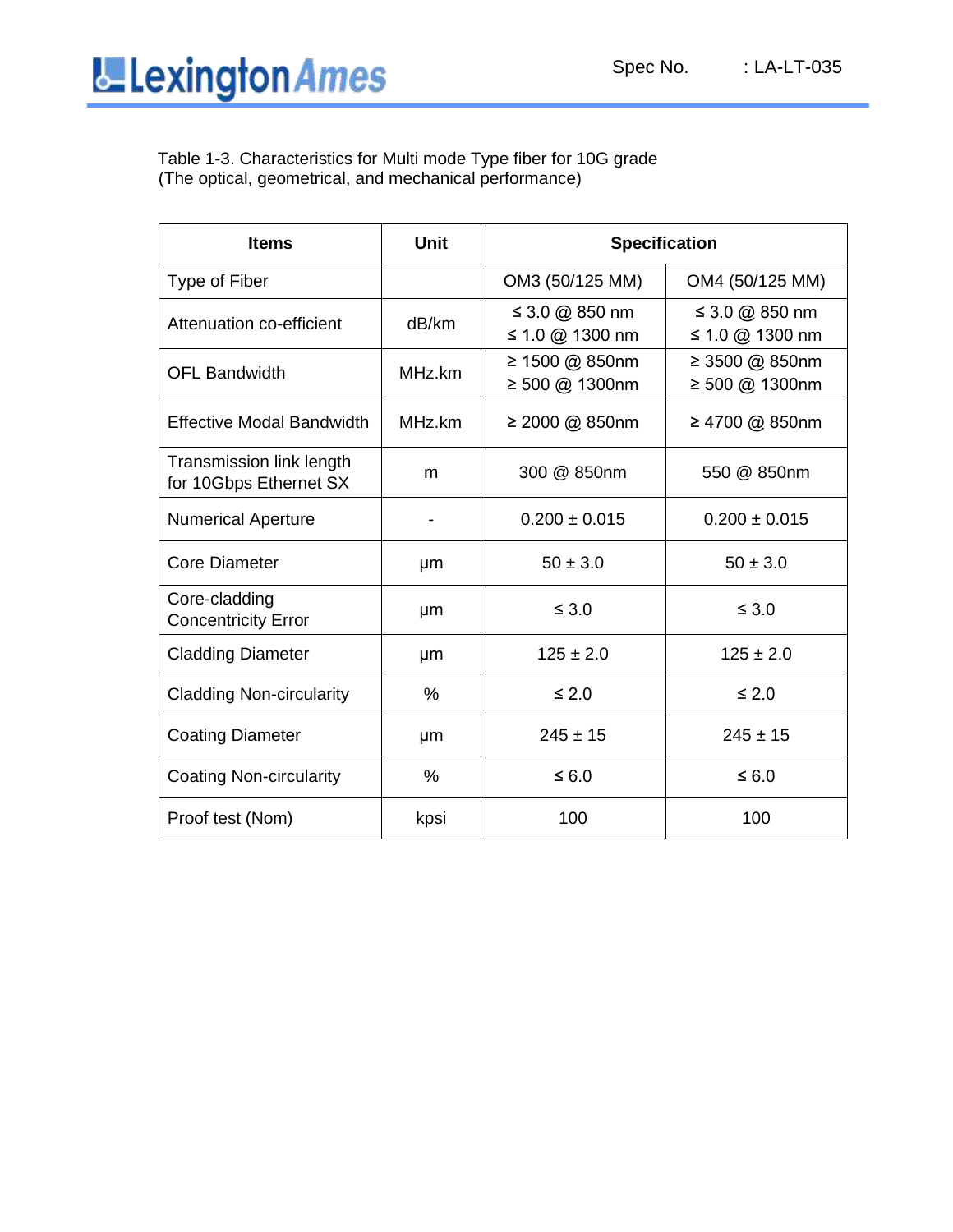Table 1-3. Characteristics for Multi mode Type fiber for 10G grade
(The optical, geometrical, and mechanical performance)

| Items | Unit | Specification | |
|---|---|---|---|
| Type of Fiber | | OM3 (50/125 MM) | OM4 (50/125 MM) |
| Attenuation co-efficient | dB/km | ≤ 3.0 @ 850 nm<br>≤ 1.0 @ 1300 nm | ≤ 3.0 @ 850 nm<br>≤ 1.0 @ 1300 nm |
| OFL Bandwidth | MHz.km | ≥ 1500 @ 850nm<br>≥ 500 @ 1300nm | ≥ 3500 @ 850nm<br>≥ 500 @ 1300nm |
| Effective Modal Bandwidth | MHz.km | ≥ 2000 @ 850nm | ≥ 4700 @ 850nm |
| Transmission link length for 10Gbps Ethernet SX | m | 300 @ 850nm | 550 @ 850nm |
| Numerical Aperture | - | 0.200 ± 0.015 | 0.200 ± 0.015 |
| Core Diameter | μm | 50 ± 3.0 | 50 ± 3.0 |
| Core-cladding Concentricity Error | μm | ≤ 3.0 | ≤ 3.0 |
| Cladding Diameter | μm | 125 ± 2.0 | 125 ± 2.0 |
| Cladding Non-circularity | % | ≤ 2.0 | ≤ 2.0 |
| Coating Diameter | μm | 245 ± 15 | 245 ± 15 |
| Coating Non-circularity | % | ≤ 6.0 | ≤ 6.0 |
| Proof test (Nom) | kpsi | 100 | 100 |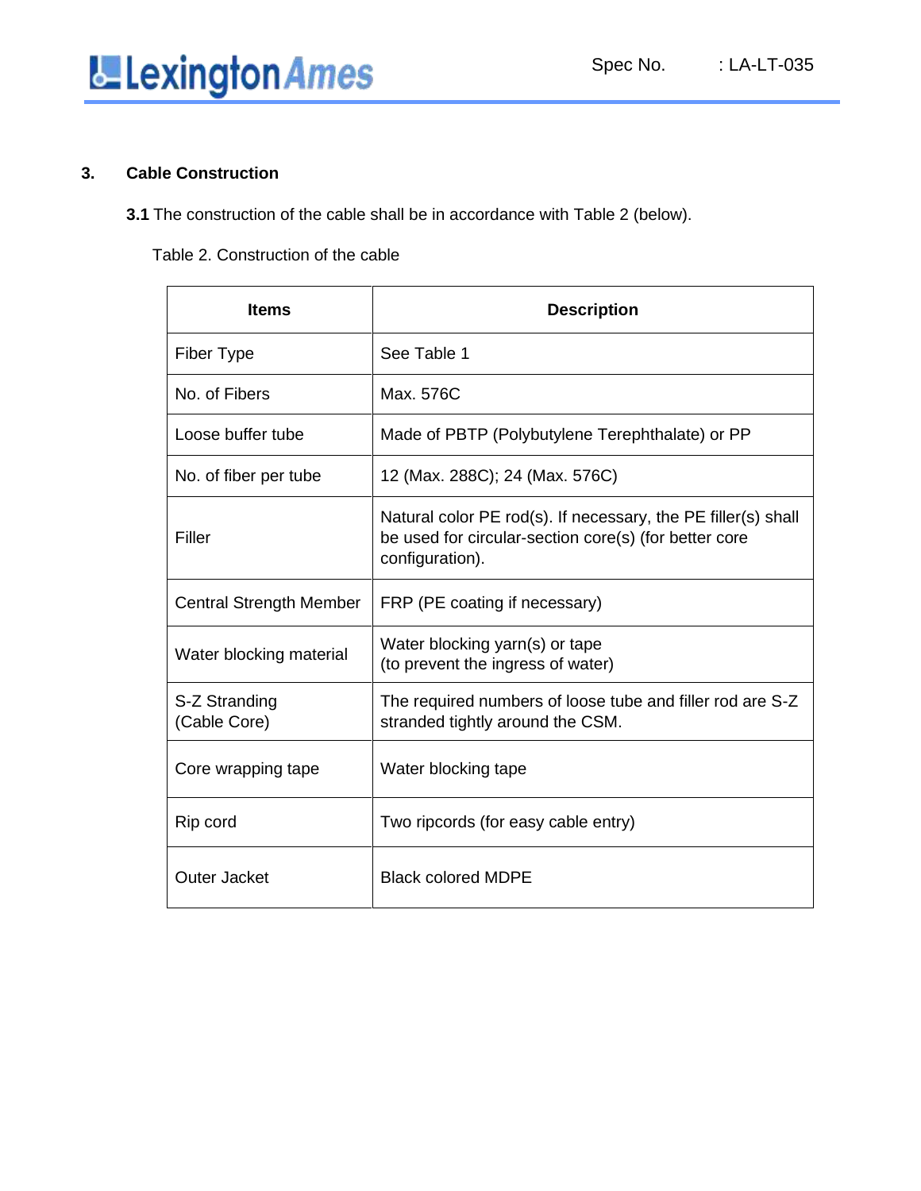## 3. Cable Construction

**3.1** The construction of the cable shall be in accordance with Table 2 (below).

Table 2. Construction of the cable

| Items | Description |
|---|---|
| Fiber Type | See Table 1 |
| No. of Fibers | Max. 576C |
| Loose buffer tube | Made of PBTP (Polybutylene Terephthalate) or PP |
| No. of fiber per tube | 12 (Max. 288C); 24 (Max. 576C) |
| Filler | Natural color PE rod(s). If necessary, the PE filler(s) shall be used for circular-section core(s) (for better core configuration). |
| Central Strength Member | FRP (PE coating if necessary) |
| Water blocking material | Water blocking yarn(s) or tape<br>(to prevent the ingress of water) |
| S-Z Stranding<br>(Cable Core) | The required numbers of loose tube and filler rod are S-Z stranded tightly around the CSM. |
| Core wrapping tape | Water blocking tape |
| Rip cord | Two ripcords (for easy cable entry) |
| Outer Jacket | Black colored MDPE |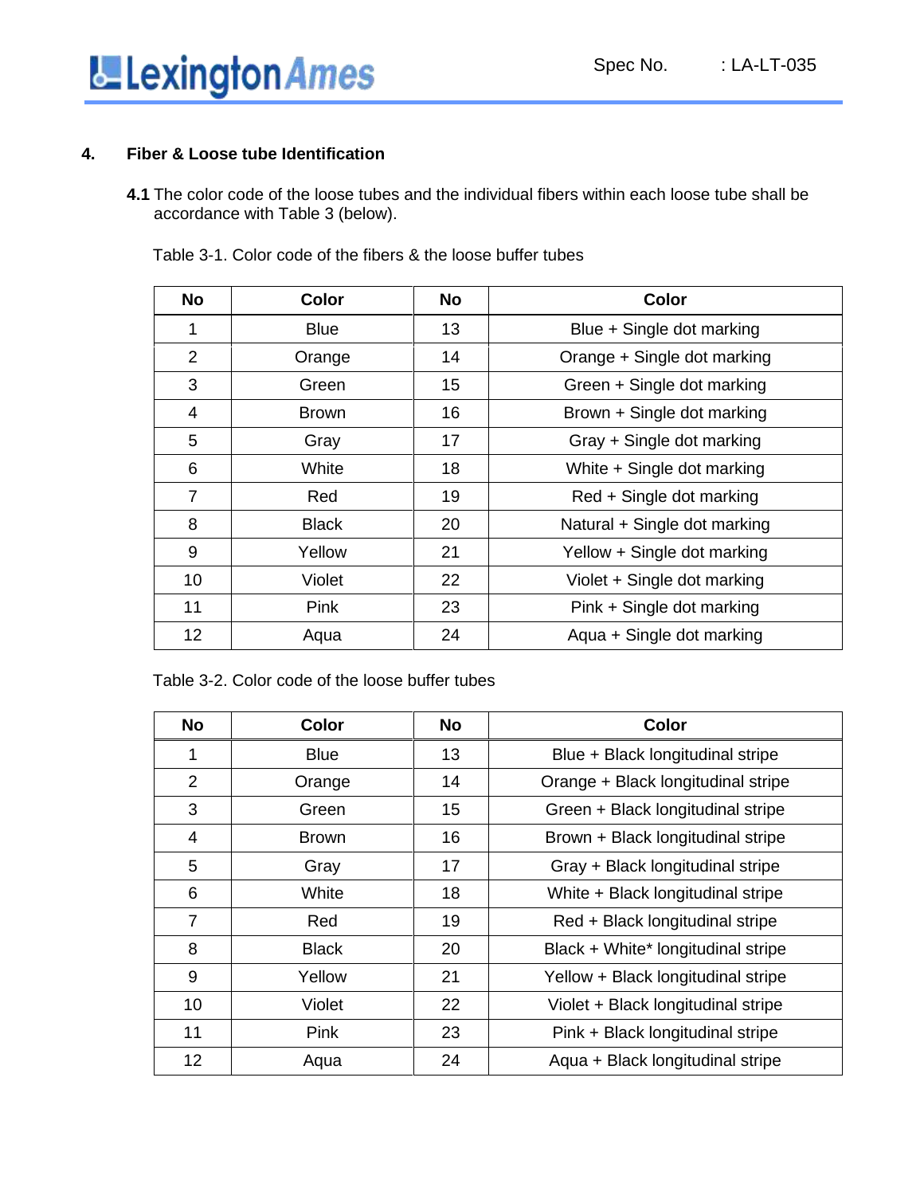## 4. Fiber & Loose tube Identification

**4.1** The color code of the loose tubes and the individual fibers within each loose tube shall be accordance with Table 3 (below).

Table 3-1. Color code of the fibers & the loose buffer tubes

| No | Color | No | Color |
|---|---|---|---|
| 1 | Blue | 13 | Blue + Single dot marking |
| 2 | Orange | 14 | Orange + Single dot marking |
| 3 | Green | 15 | Green + Single dot marking |
| 4 | Brown | 16 | Brown + Single dot marking |
| 5 | Gray | 17 | Gray + Single dot marking |
| 6 | White | 18 | White + Single dot marking |
| 7 | Red | 19 | Red + Single dot marking |
| 8 | Black | 20 | Natural + Single dot marking |
| 9 | Yellow | 21 | Yellow + Single dot marking |
| 10 | Violet | 22 | Violet + Single dot marking |
| 11 | Pink | 23 | Pink + Single dot marking |
| 12 | Aqua | 24 | Aqua + Single dot marking |

Table 3-2. Color code of the loose buffer tubes

| No | Color | No | Color |
|---|---|---|---|
| 1 | Blue | 13 | Blue + Black longitudinal stripe |
| 2 | Orange | 14 | Orange + Black longitudinal stripe |
| 3 | Green | 15 | Green + Black longitudinal stripe |
| 4 | Brown | 16 | Brown + Black longitudinal stripe |
| 5 | Gray | 17 | Gray + Black longitudinal stripe |
| 6 | White | 18 | White + Black longitudinal stripe |
| 7 | Red | 19 | Red + Black longitudinal stripe |
| 8 | Black | 20 | Black + White* longitudinal stripe |
| 9 | Yellow | 21 | Yellow + Black longitudinal stripe |
| 10 | Violet | 22 | Violet + Black longitudinal stripe |
| 11 | Pink | 23 | Pink + Black longitudinal stripe |
| 12 | Aqua | 24 | Aqua + Black longitudinal stripe |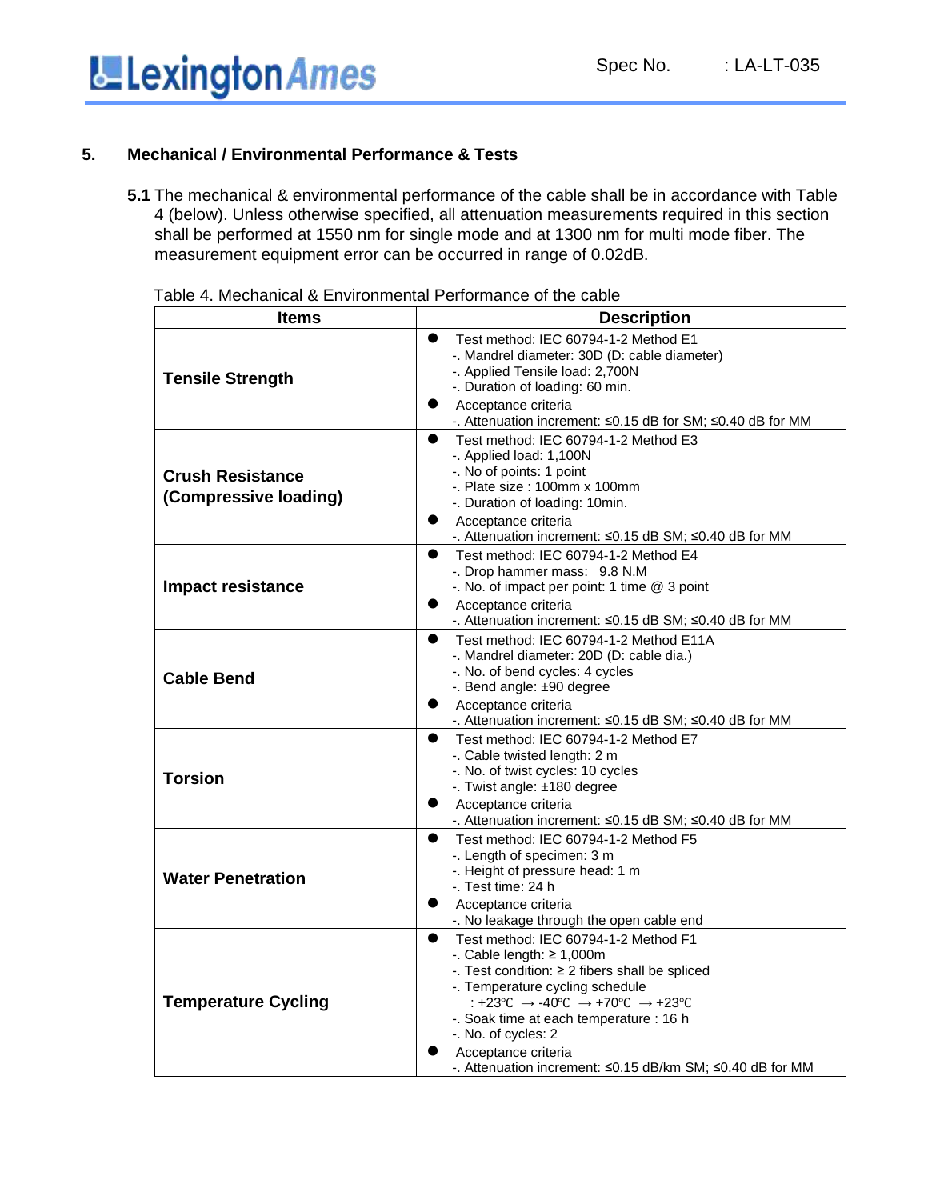## 5. Mechanical / Environmental Performance & Tests

**5.1** The mechanical & environmental performance of the cable shall be in accordance with Table 4 (below). Unless otherwise specified, all attenuation measurements required in this section shall be performed at 1550 nm for single mode and at 1300 nm for multi mode fiber. The measurement equipment error can be occurred in range of 0.02dB.

Table 4. Mechanical & Environmental Performance of the cable

| Items | Description |
|---|---|
| **Tensile Strength** | ● Test method: IEC 60794-1-2 Method E1<br>-. Mandrel diameter: 30D (D: cable diameter)<br>-. Applied Tensile load: 2,700N<br>-. Duration of loading: 60 min.<br>● Acceptance criteria<br>-. Attenuation increment: ≤0.15 dB for SM; ≤0.40 dB for MM |
| **Crush Resistance (Compressive loading)** | ● Test method: IEC 60794-1-2 Method E3<br>-. Applied load: 1,100N<br>-. No of points: 1 point<br>-. Plate size : 100mm x 100mm<br>-. Duration of loading: 10min.<br>● Acceptance criteria<br>-. Attenuation increment: ≤0.15 dB SM; ≤0.40 dB for MM |
| **Impact resistance** | ● Test method: IEC 60794-1-2 Method E4<br>-. Drop hammer mass: 9.8 N.M<br>-. No. of impact per point: 1 time @ 3 point<br>● Acceptance criteria<br>-. Attenuation increment: ≤0.15 dB SM; ≤0.40 dB for MM |
| **Cable Bend** | ● Test method: IEC 60794-1-2 Method E11A<br>-. Mandrel diameter: 20D (D: cable dia.)<br>-. No. of bend cycles: 4 cycles<br>-. Bend angle: ±90 degree<br>● Acceptance criteria<br>-. Attenuation increment: ≤0.15 dB SM; ≤0.40 dB for MM |
| **Torsion** | ● Test method: IEC 60794-1-2 Method E7<br>-. Cable twisted length: 2 m<br>-. No. of twist cycles: 10 cycles<br>-. Twist angle: ±180 degree<br>● Acceptance criteria<br>-. Attenuation increment: ≤0.15 dB SM; ≤0.40 dB for MM |
| **Water Penetration** | ● Test method: IEC 60794-1-2 Method F5<br>-. Length of specimen: 3 m<br>-. Height of pressure head: 1 m<br>-. Test time: 24 h<br>● Acceptance criteria<br>-. No leakage through the open cable end |
| **Temperature Cycling** | ● Test method: IEC 60794-1-2 Method F1<br>-. Cable length: ≥ 1,000m<br>-. Test condition: ≥ 2 fibers shall be spliced<br>-. Temperature cycling schedule<br>: +23℃ → -40℃ → +70℃ → +23℃<br>-. Soak time at each temperature : 16 h<br>-. No. of cycles: 2<br>● Acceptance criteria<br>-. Attenuation increment: ≤0.15 dB/km SM; ≤0.40 dB for MM |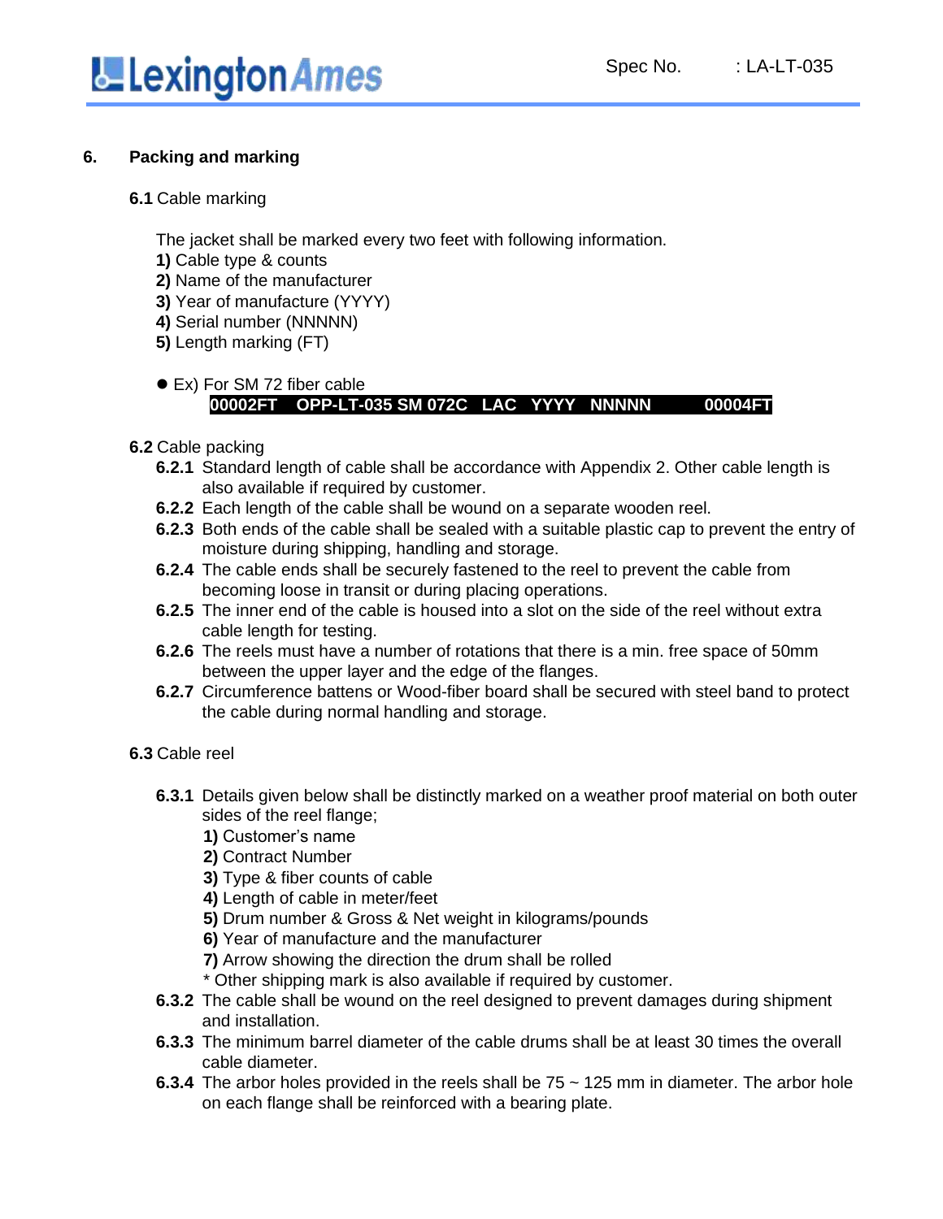## 6. Packing and marking

**6.1** Cable marking

The jacket shall be marked every two feet with following information.
**1)** Cable type & counts
**2)** Name of the manufacturer
**3)** Year of manufacture (YYYY)
**4)** Serial number (NNNNN)
**5)** Length marking (FT)

- Ex) For SM 72 fiber cable
  **00002FT OPP-LT-035 SM 072C LAC YYYY NNNNN 00004FT**

**6.2** Cable packing

**6.2.1** Standard length of cable shall be accordance with Appendix 2. Other cable length is also available if required by customer.
**6.2.2** Each length of the cable shall be wound on a separate wooden reel.
**6.2.3** Both ends of the cable shall be sealed with a suitable plastic cap to prevent the entry of moisture during shipping, handling and storage.
**6.2.4** The cable ends shall be securely fastened to the reel to prevent the cable from becoming loose in transit or during placing operations.
**6.2.5** The inner end of the cable is housed into a slot on the side of the reel without extra cable length for testing.
**6.2.6** The reels must have a number of rotations that there is a min. free space of 50mm between the upper layer and the edge of the flanges.
**6.2.7** Circumference battens or Wood-fiber board shall be secured with steel band to protect the cable during normal handling and storage.

**6.3** Cable reel

**6.3.1** Details given below shall be distinctly marked on a weather proof material on both outer sides of the reel flange;
**1)** Customer's name
**2)** Contract Number
**3)** Type & fiber counts of cable
**4)** Length of cable in meter/feet
**5)** Drum number & Gross & Net weight in kilograms/pounds
**6)** Year of manufacture and the manufacturer
**7)** Arrow showing the direction the drum shall be rolled
* Other shipping mark is also available if required by customer.

**6.3.2** The cable shall be wound on the reel designed to prevent damages during shipment and installation.
**6.3.3** The minimum barrel diameter of the cable drums shall be at least 30 times the overall cable diameter.
**6.3.4** The arbor holes provided in the reels shall be 75 ~ 125 mm in diameter. The arbor hole on each flange shall be reinforced with a bearing plate.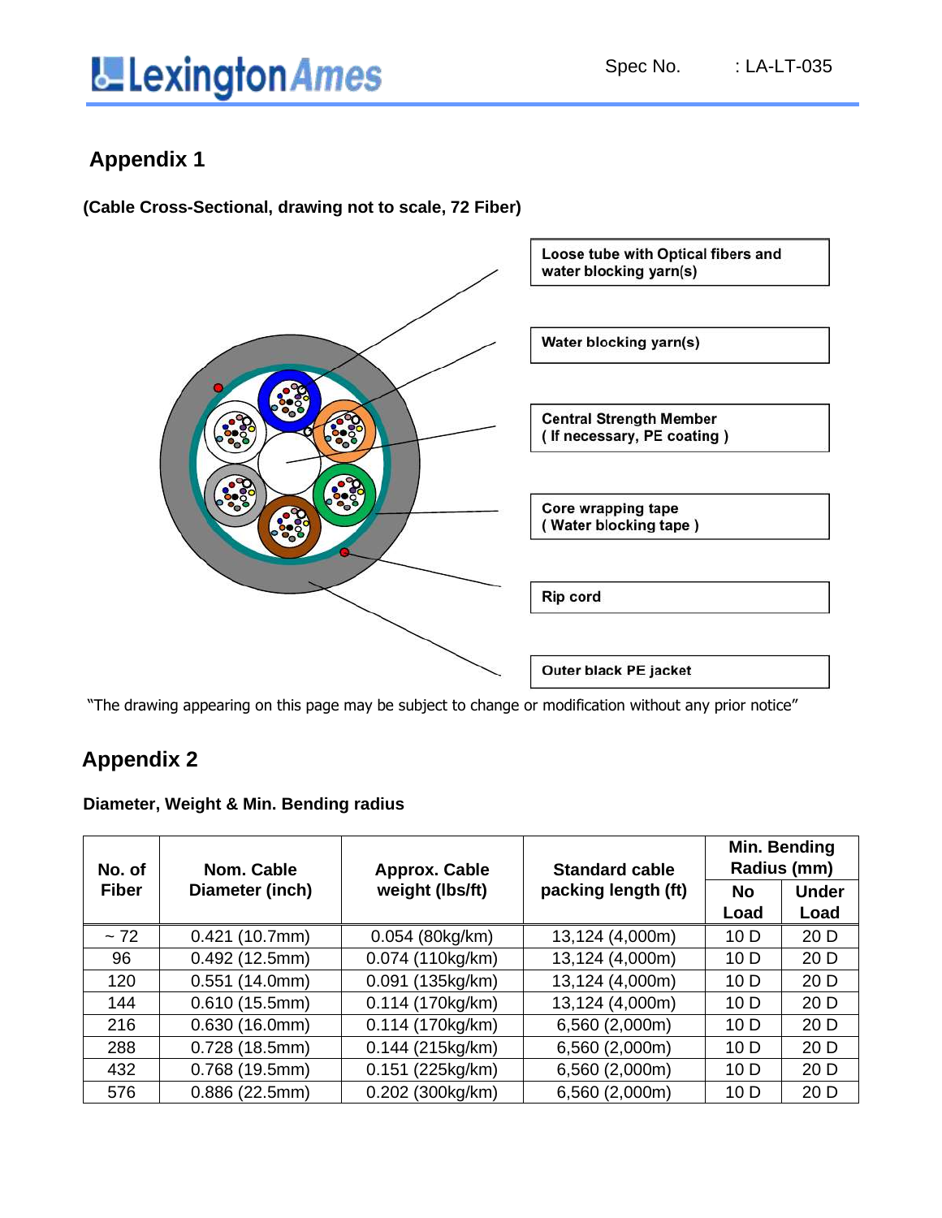## Appendix 1

**(Cable Cross-Sectional, drawing not to scale, 72 Fiber)**

Loose tube with Optical fibers and water blocking yarn(s)

Water blocking yarn(s)

Central Strength Member ( If necessary, PE coating )

Core wrapping tape ( Water blocking tape )

Rip cord

Outer black PE jacket

"The drawing appearing on this page may be subject to change or modification without any prior notice"

## Appendix 2

**Diameter, Weight & Min. Bending radius**

| No. of Fiber | Nom. Cable Diameter (inch) | Approx. Cable weight (lbs/ft) | Standard cable packing length (ft) | Min. Bending Radius (mm) | |
|---|---|---|---|---|---|
| | | | | No Load | Under Load |
| ~ 72 | 0.421 (10.7mm) | 0.054 (80kg/km) | 13,124 (4,000m) | 10 D | 20 D |
| 96 | 0.492 (12.5mm) | 0.074 (110kg/km) | 13,124 (4,000m) | 10 D | 20 D |
| 120 | 0.551 (14.0mm) | 0.091 (135kg/km) | 13,124 (4,000m) | 10 D | 20 D |
| 144 | 0.610 (15.5mm) | 0.114 (170kg/km) | 13,124 (4,000m) | 10 D | 20 D |
| 216 | 0.630 (16.0mm) | 0.114 (170kg/km) | 6,560 (2,000m) | 10 D | 20 D |
| 288 | 0.728 (18.5mm) | 0.144 (215kg/km) | 6,560 (2,000m) | 10 D | 20 D |
| 432 | 0.768 (19.5mm) | 0.151 (225kg/km) | 6,560 (2,000m) | 10 D | 20 D |
| 576 | 0.886 (22.5mm) | 0.202 (300kg/km) | 6,560 (2,000m) | 10 D | 20 D |